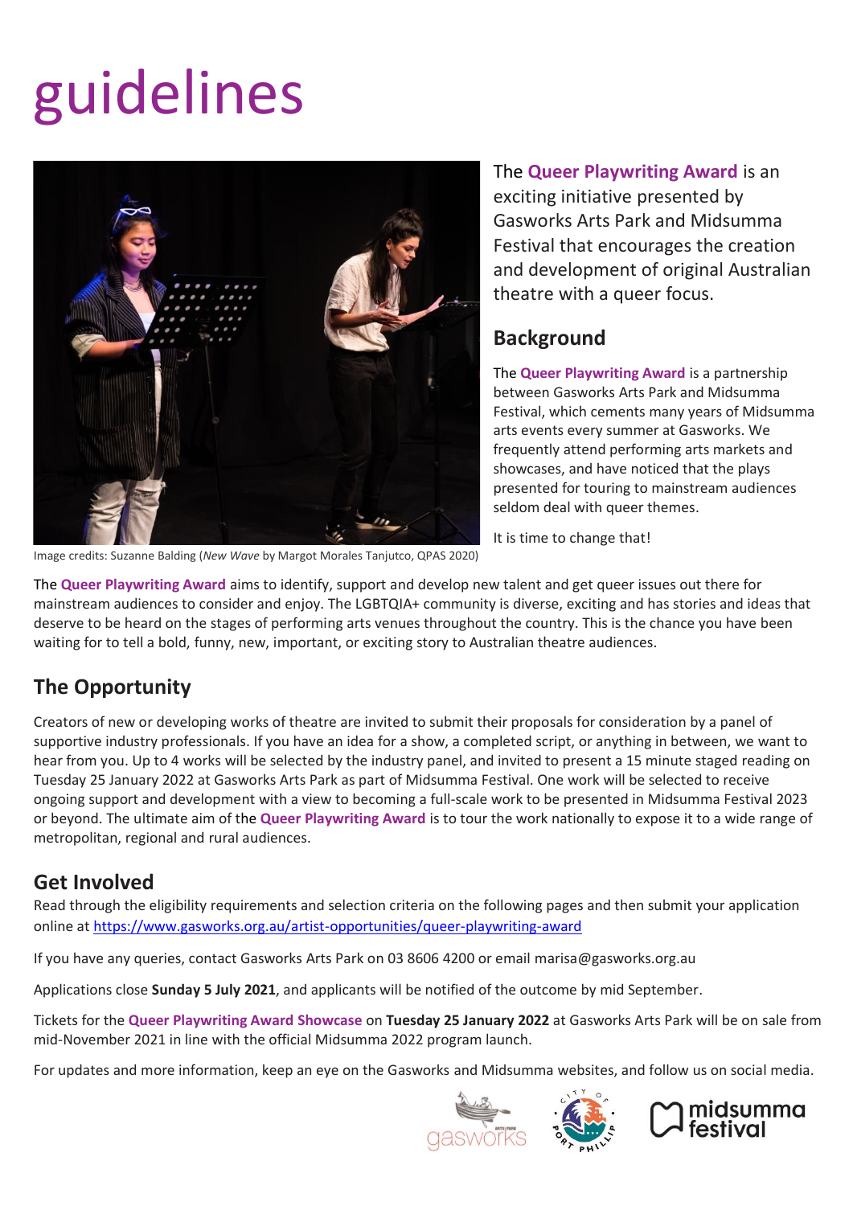# guidelines

The **Queer Playwriting Award** is an exciting initiative presented by Gasworks Arts Park and Midsumma Festival that encourages the creation and development of original Australian theatre with a queer focus.

Image credits: Suzanne Balding (*New Wave* by Margot Morales Tanjutco, QPAS 2020)

## Background

The **Queer Playwriting Award** is a partnership between Gasworks Arts Park and Midsumma Festival, which cements many years of Midsumma arts events every summer at Gasworks. We frequently attend performing arts markets and showcases, and have noticed that the plays presented for touring to mainstream audiences seldom deal with queer themes.

It is time to change that!

The **Queer Playwriting Award** aims to identify, support and develop new talent and get queer issues out there for mainstream audiences to consider and enjoy. The LGBTQIA+ community is diverse, exciting and has stories and ideas that deserve to be heard on the stages of performing arts venues throughout the country. This is the chance you have been waiting for to tell a bold, funny, new, important, or exciting story to Australian theatre audiences.

## The Opportunity

Creators of new or developing works of theatre are invited to submit their proposals for consideration by a panel of supportive industry professionals. If you have an idea for a show, a completed script, or anything in between, we want to hear from you. Up to 4 works will be selected by the industry panel, and invited to present a 15 minute staged reading on Tuesday 25 January 2022 at Gasworks Arts Park as part of Midsumma Festival. One work will be selected to receive ongoing support and development with a view to becoming a full-scale work to be presented in Midsumma Festival 2023 or beyond. The ultimate aim of the **Queer Playwriting Award** is to tour the work nationally to expose it to a wide range of metropolitan, regional and rural audiences.

## Get Involved

Read through the eligibility requirements and selection criteria on the following pages and then submit your application online at https://www.gasworks.org.au/artist-opportunities/queer-playwriting-award

If you have any queries, contact Gasworks Arts Park on 03 8606 4200 or email marisa@gasworks.org.au

Applications close **Sunday 5 July 2021**, and applicants will be notified of the outcome by mid September.

Tickets for the **Queer Playwriting Award Showcase** on **Tuesday 25 January 2022** at Gasworks Arts Park will be on sale from mid-November 2021 in line with the official Midsumma 2022 program launch.

For updates and more information, keep an eye on the Gasworks and Midsumma websites, and follow us on social media.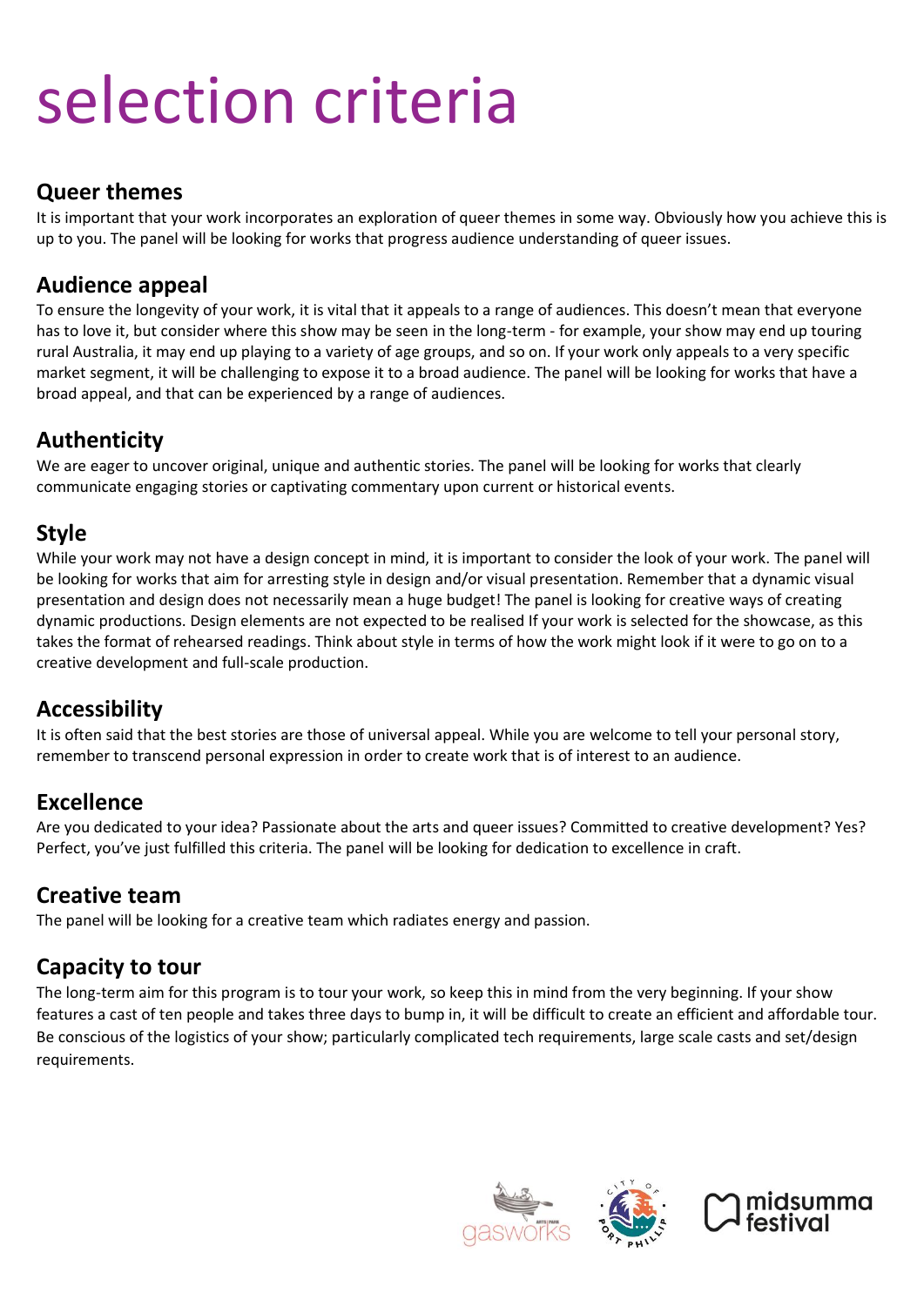# selection criteria

## Queer themes

It is important that your work incorporates an exploration of queer themes in some way. Obviously how you achieve this is up to you. The panel will be looking for works that progress audience understanding of queer issues.

## Audience appeal

To ensure the longevity of your work, it is vital that it appeals to a range of audiences. This doesn't mean that everyone has to love it, but consider where this show may be seen in the long-term - for example, your show may end up touring rural Australia, it may end up playing to a variety of age groups, and so on. If your work only appeals to a very specific market segment, it will be challenging to expose it to a broad audience. The panel will be looking for works that have a broad appeal, and that can be experienced by a range of audiences.

## Authenticity

We are eager to uncover original, unique and authentic stories. The panel will be looking for works that clearly communicate engaging stories or captivating commentary upon current or historical events.

## Style

While your work may not have a design concept in mind, it is important to consider the look of your work. The panel will be looking for works that aim for arresting style in design and/or visual presentation. Remember that a dynamic visual presentation and design does not necessarily mean a huge budget! The panel is looking for creative ways of creating dynamic productions. Design elements are not expected to be realised If your work is selected for the showcase, as this takes the format of rehearsed readings. Think about style in terms of how the work might look if it were to go on to a creative development and full-scale production.

## Accessibility

It is often said that the best stories are those of universal appeal. While you are welcome to tell your personal story, remember to transcend personal expression in order to create work that is of interest to an audience.

## Excellence

Are you dedicated to your idea? Passionate about the arts and queer issues? Committed to creative development? Yes? Perfect, you've just fulfilled this criteria. The panel will be looking for dedication to excellence in craft.

## Creative team

The panel will be looking for a creative team which radiates energy and passion.

## Capacity to tour

The long-term aim for this program is to tour your work, so keep this in mind from the very beginning. If your show features a cast of ten people and takes three days to bump in, it will be difficult to create an efficient and affordable tour. Be conscious of the logistics of your show; particularly complicated tech requirements, large scale casts and set/design requirements.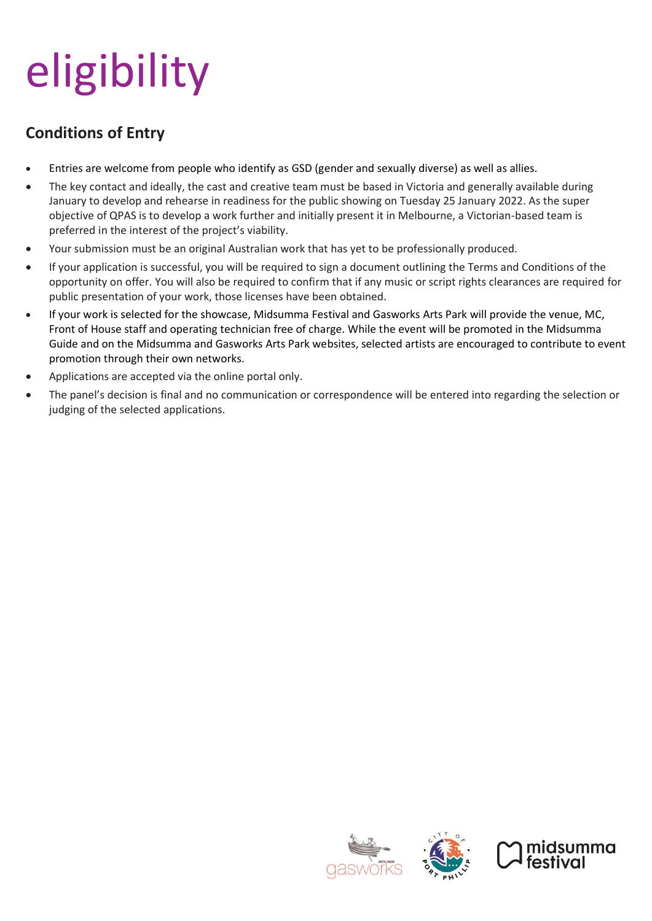# eligibility

## Conditions of Entry

- Entries are welcome from people who identify as GSD (gender and sexually diverse) as well as allies.
- The key contact and ideally, the cast and creative team must be based in Victoria and generally available during January to develop and rehearse in readiness for the public showing on Tuesday 25 January 2022. As the super objective of QPAS is to develop a work further and initially present it in Melbourne, a Victorian-based team is preferred in the interest of the project's viability.
- Your submission must be an original Australian work that has yet to be professionally produced.
- If your application is successful, you will be required to sign a document outlining the Terms and Conditions of the opportunity on offer. You will also be required to confirm that if any music or script rights clearances are required for public presentation of your work, those licenses have been obtained.
- If your work is selected for the showcase, Midsumma Festival and Gasworks Arts Park will provide the venue, MC, Front of House staff and operating technician free of charge. While the event will be promoted in the Midsumma Guide and on the Midsumma and Gasworks Arts Park websites, selected artists are encouraged to contribute to event promotion through their own networks.
- Applications are accepted via the online portal only.
- The panel's decision is final and no communication or correspondence will be entered into regarding the selection or judging of the selected applications.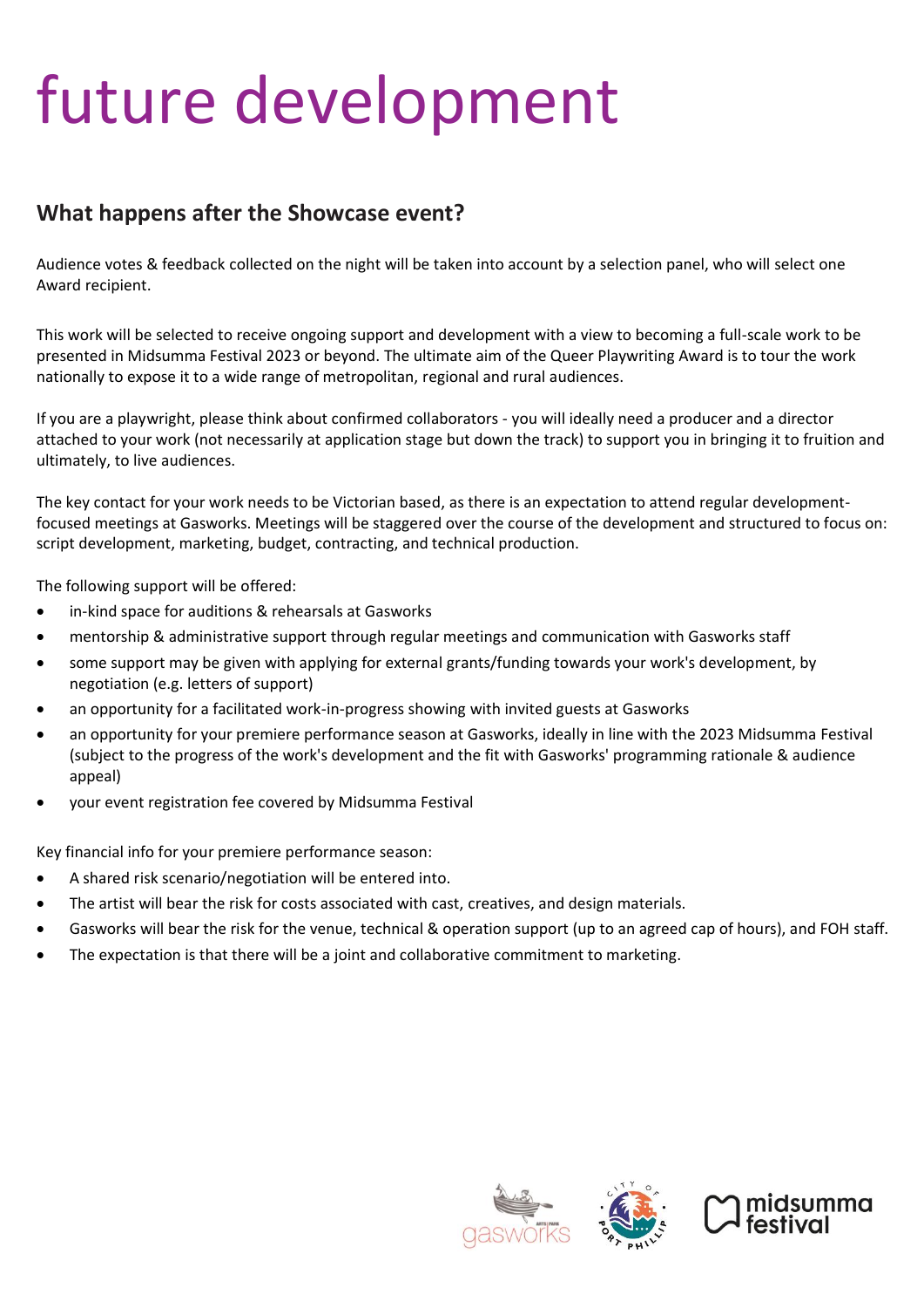# future development

## What happens after the Showcase event?

Audience votes & feedback collected on the night will be taken into account by a selection panel, who will select one Award recipient.

This work will be selected to receive ongoing support and development with a view to becoming a full-scale work to be presented in Midsumma Festival 2023 or beyond. The ultimate aim of the Queer Playwriting Award is to tour the work nationally to expose it to a wide range of metropolitan, regional and rural audiences.

If you are a playwright, please think about confirmed collaborators - you will ideally need a producer and a director attached to your work (not necessarily at application stage but down the track) to support you in bringing it to fruition and ultimately, to live audiences.

The key contact for your work needs to be Victorian based, as there is an expectation to attend regular development-focused meetings at Gasworks. Meetings will be staggered over the course of the development and structured to focus on: script development, marketing, budget, contracting, and technical production.

The following support will be offered:

- in-kind space for auditions & rehearsals at Gasworks
- mentorship & administrative support through regular meetings and communication with Gasworks staff
- some support may be given with applying for external grants/funding towards your work's development, by negotiation (e.g. letters of support)
- an opportunity for a facilitated work-in-progress showing with invited guests at Gasworks
- an opportunity for your premiere performance season at Gasworks, ideally in line with the 2023 Midsumma Festival (subject to the progress of the work's development and the fit with Gasworks' programming rationale & audience appeal)
- your event registration fee covered by Midsumma Festival

Key financial info for your premiere performance season:

- A shared risk scenario/negotiation will be entered into.
- The artist will bear the risk for costs associated with cast, creatives, and design materials.
- Gasworks will bear the risk for the venue, technical & operation support (up to an agreed cap of hours), and FOH staff.
- The expectation is that there will be a joint and collaborative commitment to marketing.